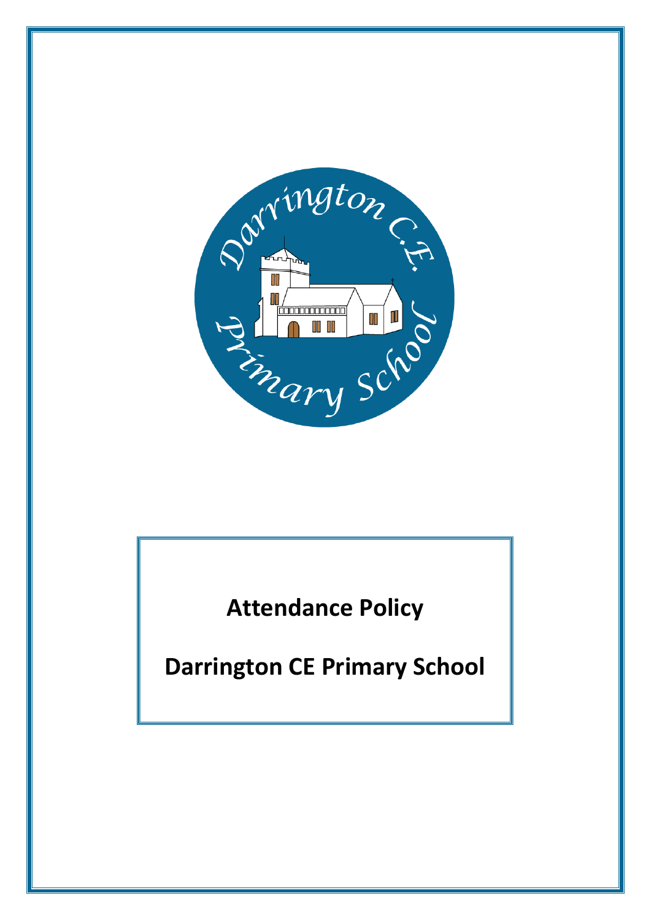# Attendance Policy

# Darrington CE Primary School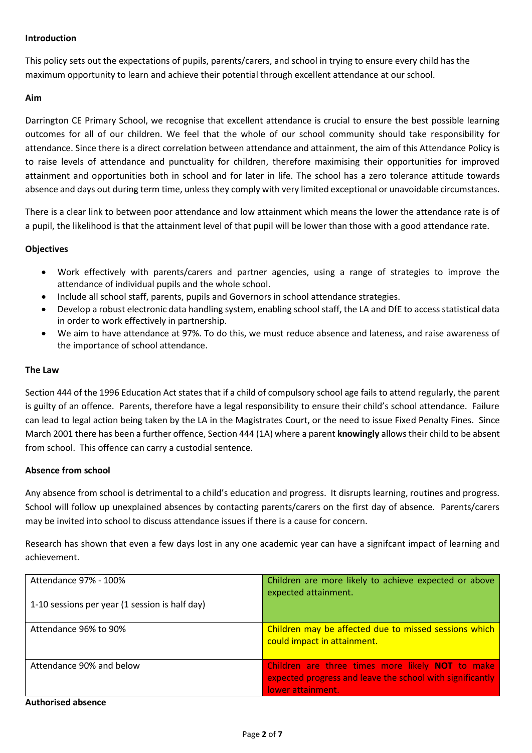**Introduction**

This policy sets out the expectations of pupils, parents/carers, and school in trying to ensure every child has the maximum opportunity to learn and achieve their potential through excellent attendance at our school.

**Aim**

Darrington CE Primary School, we recognise that excellent attendance is crucial to ensure the best possible learning outcomes for all of our children. We feel that the whole of our school community should take responsibility for attendance. Since there is a direct correlation between attendance and attainment, the aim of this Attendance Policy is to raise levels of attendance and punctuality for children, therefore maximising their opportunities for improved attainment and opportunities both in school and for later in life. The school has a zero tolerance attitude towards absence and days out during term time, unless they comply with very limited exceptional or unavoidable circumstances.

There is a clear link to between poor attendance and low attainment which means the lower the attendance rate is of a pupil, the likelihood is that the attainment level of that pupil will be lower than those with a good attendance rate.

**Objectives**

- Work effectively with parents/carers and partner agencies, using a range of strategies to improve the attendance of individual pupils and the whole school.
- Include all school staff, parents, pupils and Governors in school attendance strategies.
- Develop a robust electronic data handling system, enabling school staff, the LA and DfE to access statistical data in order to work effectively in partnership.
- We aim to have attendance at 97%. To do this, we must reduce absence and lateness, and raise awareness of the importance of school attendance.

**The Law**

Section 444 of the 1996 Education Act states that if a child of compulsory school age fails to attend regularly, the parent is guilty of an offence. Parents, therefore have a legal responsibility to ensure their child's school attendance. Failure can lead to legal action being taken by the LA in the Magistrates Court, or the need to issue Fixed Penalty Fines. Since March 2001 there has been a further offence, Section 444 (1A) where a parent **knowingly** allows their child to be absent from school. This offence can carry a custodial sentence.

**Absence from school**

Any absence from school is detrimental to a child's education and progress. It disrupts learning, routines and progress. School will follow up unexplained absences by contacting parents/carers on the first day of absence. Parents/carers may be invited into school to discuss attendance issues if there is a cause for concern.

Research has shown that even a few days lost in any one academic year can have a signifcant impact of learning and achievement.

| Attendance | Impact |
|---|---|
| Attendance 97% - 100%<br><br>1-10 sessions per year (1 session is half day) | Children are more likely to achieve expected or above expected attainment. |
| Attendance 96% to 90% | Children may be affected due to missed sessions which could impact in attainment. |
| Attendance 90% and below | Children are three times more likely **NOT** to make expected progress and leave the school with significantly lower attainment. |

**Authorised absence**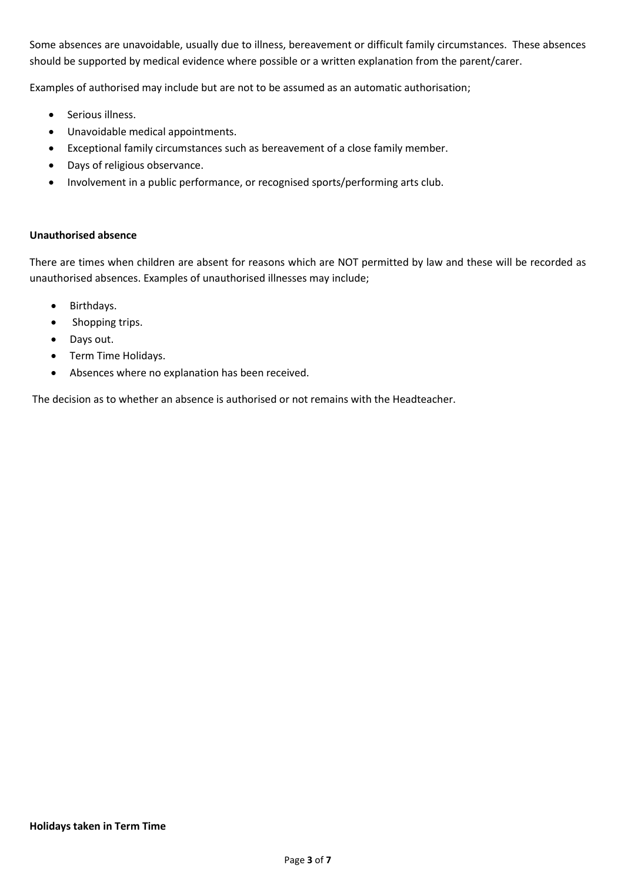Some absences are unavoidable, usually due to illness, bereavement or difficult family circumstances. These absences should be supported by medical evidence where possible or a written explanation from the parent/carer.

Examples of authorised may include but are not to be assumed as an automatic authorisation;

- Serious illness.
- Unavoidable medical appointments.
- Exceptional family circumstances such as bereavement of a close family member.
- Days of religious observance.
- Involvement in a public performance, or recognised sports/performing arts club.

**Unauthorised absence**

There are times when children are absent for reasons which are NOT permitted by law and these will be recorded as unauthorised absences. Examples of unauthorised illnesses may include;

- Birthdays.
- Shopping trips.
- Days out.
- Term Time Holidays.
- Absences where no explanation has been received.

The decision as to whether an absence is authorised or not remains with the Headteacher.

**Holidays taken in Term Time**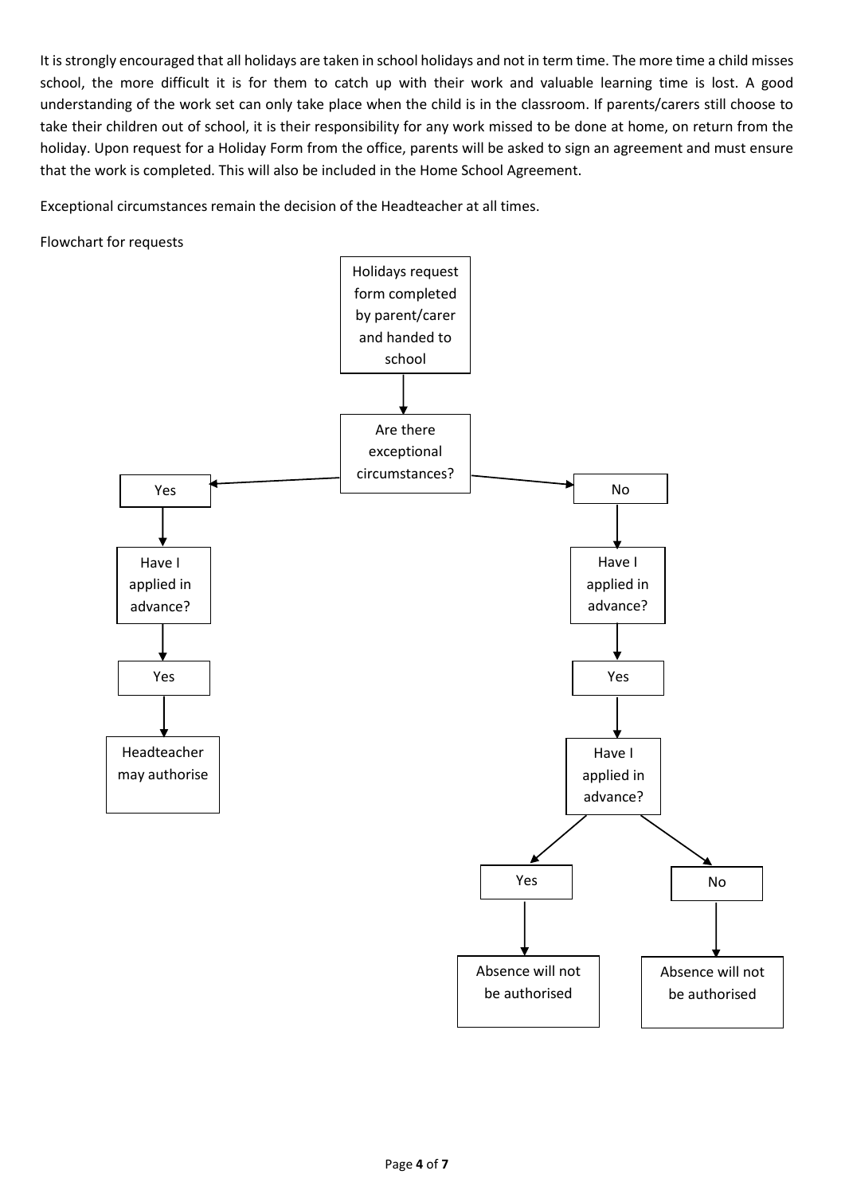It is strongly encouraged that all holidays are taken in school holidays and not in term time. The more time a child misses school, the more difficult it is for them to catch up with their work and valuable learning time is lost. A good understanding of the work set can only take place when the child is in the classroom. If parents/carers still choose to take their children out of school, it is their responsibility for any work missed to be done at home, on return from the holiday. Upon request for a Holiday Form from the office, parents will be asked to sign an agreement and must ensure that the work is completed. This will also be included in the Home School Agreement.

Exceptional circumstances remain the decision of the Headteacher at all times.

Flowchart for requests

Holidays request form completed by parent/carer and handed to school

↓

Are there exceptional circumstances?

- **Yes** → Have I applied in advance? → Yes → Headteacher may authorise
- **No** → Have I applied in advance? → Yes → Have I applied in advance?
  - Yes → Absence will not be authorised
  - No → Absence will not be authorised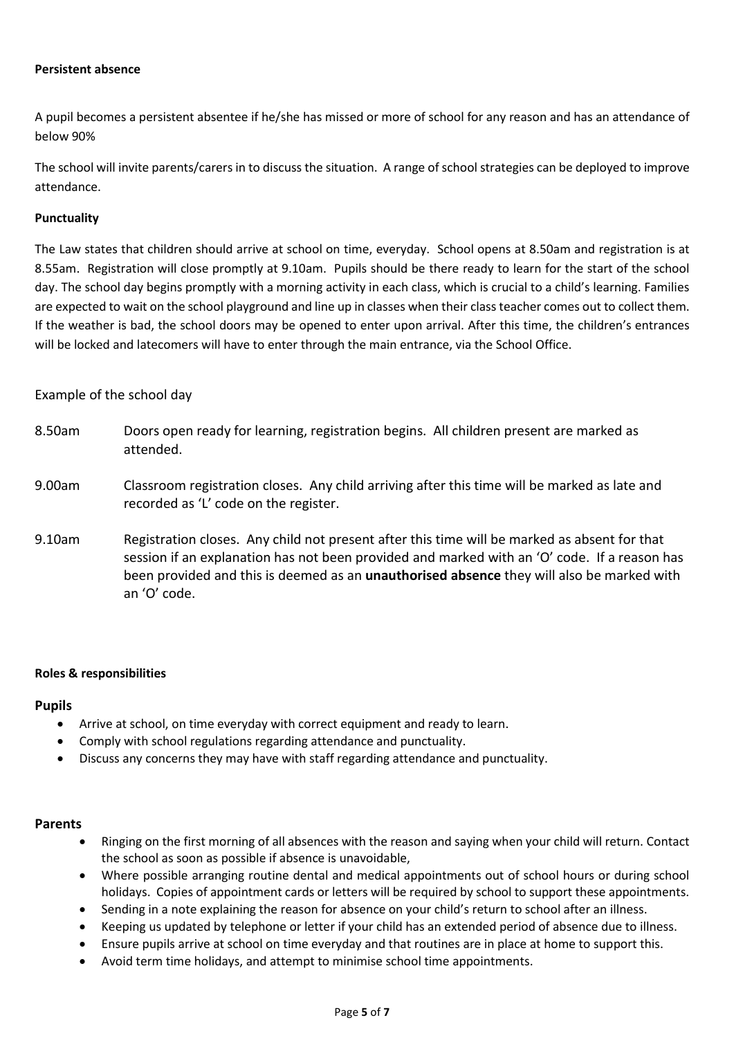**Persistent absence**

A pupil becomes a persistent absentee if he/she has missed or more of school for any reason and has an attendance of below 90%

The school will invite parents/carers in to discuss the situation. A range of school strategies can be deployed to improve attendance.

**Punctuality**

The Law states that children should arrive at school on time, everyday. School opens at 8.50am and registration is at 8.55am. Registration will close promptly at 9.10am. Pupils should be there ready to learn for the start of the school day. The school day begins promptly with a morning activity in each class, which is crucial to a child's learning. Families are expected to wait on the school playground and line up in classes when their class teacher comes out to collect them. If the weather is bad, the school doors may be opened to enter upon arrival. After this time, the children's entrances will be locked and latecomers will have to enter through the main entrance, via the School Office.

Example of the school day

8.50am Doors open ready for learning, registration begins. All children present are marked as attended.

9.00am Classroom registration closes. Any child arriving after this time will be marked as late and recorded as 'L' code on the register.

9.10am Registration closes. Any child not present after this time will be marked as absent for that session if an explanation has not been provided and marked with an 'O' code. If a reason has been provided and this is deemed as an **unauthorised absence** they will also be marked with an 'O' code.

**Roles & responsibilities**

**Pupils**

- Arrive at school, on time everyday with correct equipment and ready to learn.
- Comply with school regulations regarding attendance and punctuality.
- Discuss any concerns they may have with staff regarding attendance and punctuality.

**Parents**

- Ringing on the first morning of all absences with the reason and saying when your child will return. Contact the school as soon as possible if absence is unavoidable,
- Where possible arranging routine dental and medical appointments out of school hours or during school holidays. Copies of appointment cards or letters will be required by school to support these appointments.
- Sending in a note explaining the reason for absence on your child's return to school after an illness.
- Keeping us updated by telephone or letter if your child has an extended period of absence due to illness.
- Ensure pupils arrive at school on time everyday and that routines are in place at home to support this.
- Avoid term time holidays, and attempt to minimise school time appointments.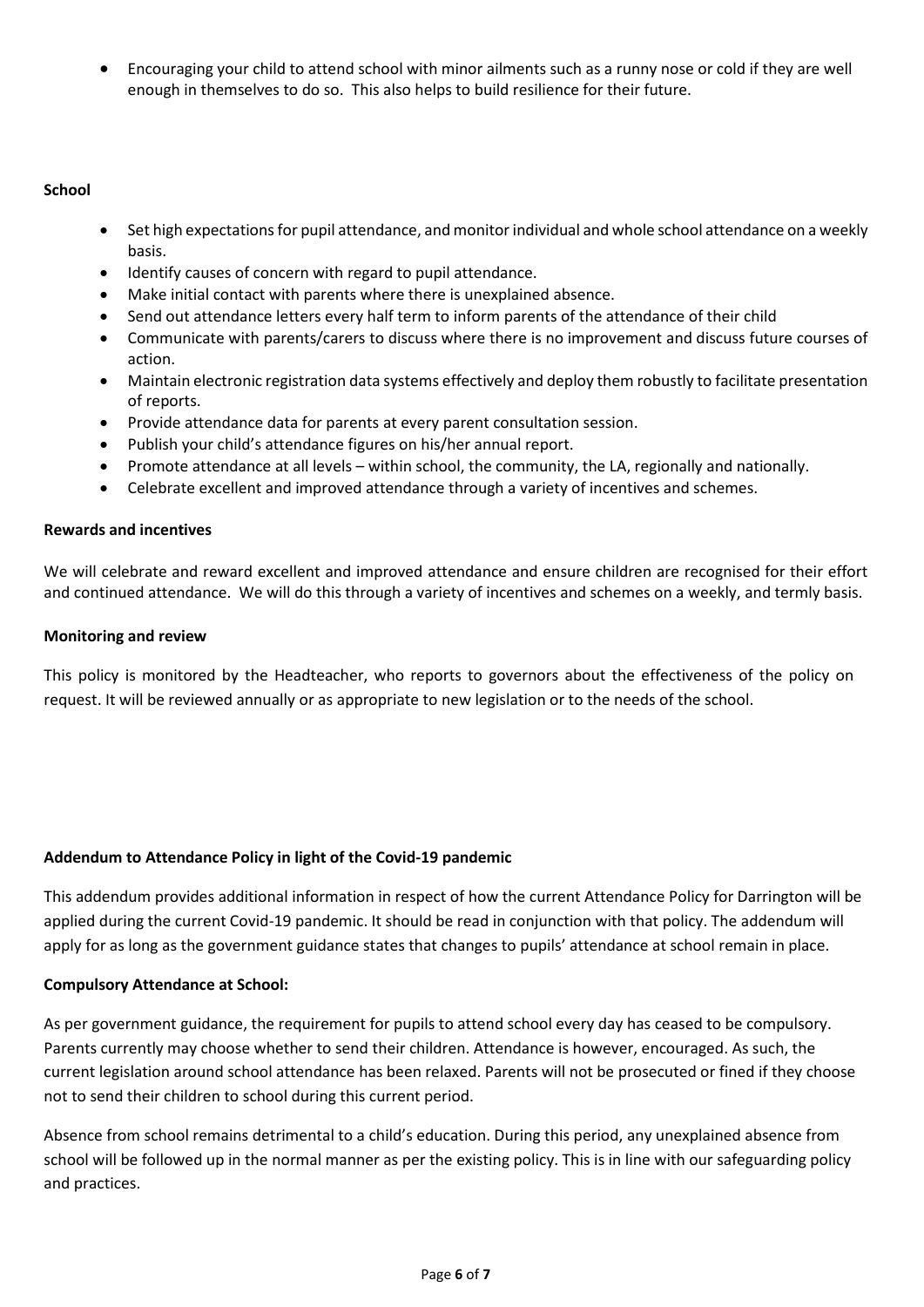- Encouraging your child to attend school with minor ailments such as a runny nose or cold if they are well enough in themselves to do so. This also helps to build resilience for their future.

**School**

- Set high expectations for pupil attendance, and monitor individual and whole school attendance on a weekly basis.
- Identify causes of concern with regard to pupil attendance.
- Make initial contact with parents where there is unexplained absence.
- Send out attendance letters every half term to inform parents of the attendance of their child
- Communicate with parents/carers to discuss where there is no improvement and discuss future courses of action.
- Maintain electronic registration data systems effectively and deploy them robustly to facilitate presentation of reports.
- Provide attendance data for parents at every parent consultation session.
- Publish your child's attendance figures on his/her annual report.
- Promote attendance at all levels – within school, the community, the LA, regionally and nationally.
- Celebrate excellent and improved attendance through a variety of incentives and schemes.

**Rewards and incentives**

We will celebrate and reward excellent and improved attendance and ensure children are recognised for their effort and continued attendance. We will do this through a variety of incentives and schemes on a weekly, and termly basis.

**Monitoring and review**

This policy is monitored by the Headteacher, who reports to governors about the effectiveness of the policy on request. It will be reviewed annually or as appropriate to new legislation or to the needs of the school.

**Addendum to Attendance Policy in light of the Covid-19 pandemic**

This addendum provides additional information in respect of how the current Attendance Policy for Darrington will be applied during the current Covid-19 pandemic. It should be read in conjunction with that policy. The addendum will apply for as long as the government guidance states that changes to pupils' attendance at school remain in place.

**Compulsory Attendance at School:**

As per government guidance, the requirement for pupils to attend school every day has ceased to be compulsory. Parents currently may choose whether to send their children. Attendance is however, encouraged. As such, the current legislation around school attendance has been relaxed. Parents will not be prosecuted or fined if they choose not to send their children to school during this current period.

Absence from school remains detrimental to a child's education. During this period, any unexplained absence from school will be followed up in the normal manner as per the existing policy. This is in line with our safeguarding policy and practices.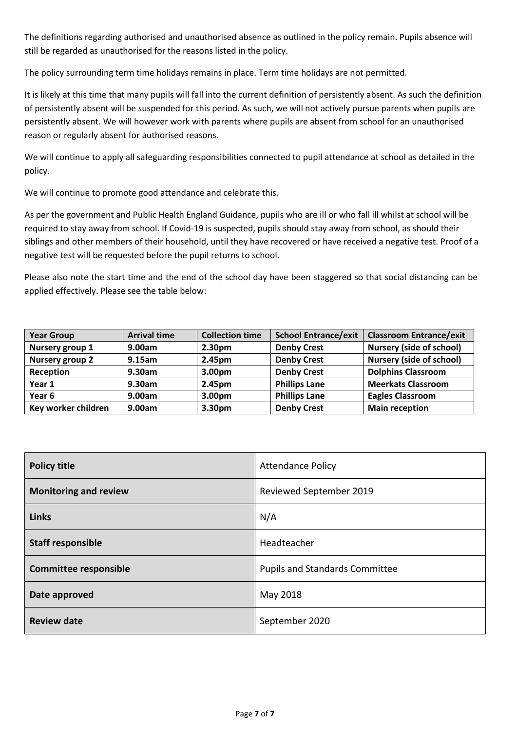The definitions regarding authorised and unauthorised absence as outlined in the policy remain. Pupils absence will still be regarded as unauthorised for the reasons listed in the policy.

The policy surrounding term time holidays remains in place. Term time holidays are not permitted.

It is likely at this time that many pupils will fall into the current definition of persistently absent. As such the definition of persistently absent will be suspended for this period. As such, we will not actively pursue parents when pupils are persistently absent. We will however work with parents where pupils are absent from school for an unauthorised reason or regularly absent for authorised reasons.

We will continue to apply all safeguarding responsibilities connected to pupil attendance at school as detailed in the policy.

We will continue to promote good attendance and celebrate this.

As per the government and Public Health England Guidance, pupils who are ill or who fall ill whilst at school will be required to stay away from school. If Covid-19 is suspected, pupils should stay away from school, as should their siblings and other members of their household, until they have recovered or have received a negative test. Proof of a negative test will be requested before the pupil returns to school.

Please also note the start time and the end of the school day have been staggered so that social distancing can be applied effectively. Please see the table below:

| Year Group | Arrival time | Collection time | School Entrance/exit | Classroom Entrance/exit |
|---|---|---|---|---|
| **Nursery group 1** | **9.00am** | **2.30pm** | **Denby Crest** | **Nursery (side of school)** |
| **Nursery group 2** | **9.15am** | **2.45pm** | **Denby Crest** | **Nursery (side of school)** |
| **Reception** | **9.30am** | **3.00pm** | **Denby Crest** | **Dolphins Classroom** |
| **Year 1** | **9.30am** | **2.45pm** | **Phillips Lane** | **Meerkats Classroom** |
| **Year 6** | **9.00am** | **3.00pm** | **Phillips Lane** | **Eagles Classroom** |
| **Key worker children** | **9.00am** | **3.30pm** | **Denby Crest** | **Main reception** |

| | |
|---|---|
| **Policy title** | Attendance Policy |
| **Monitoring and review** | Reviewed September 2019 |
| **Links** | N/A |
| **Staff responsible** | Headteacher |
| **Committee responsible** | Pupils and Standards Committee |
| **Date approved** | May 2018 |
| **Review date** | September 2020 |